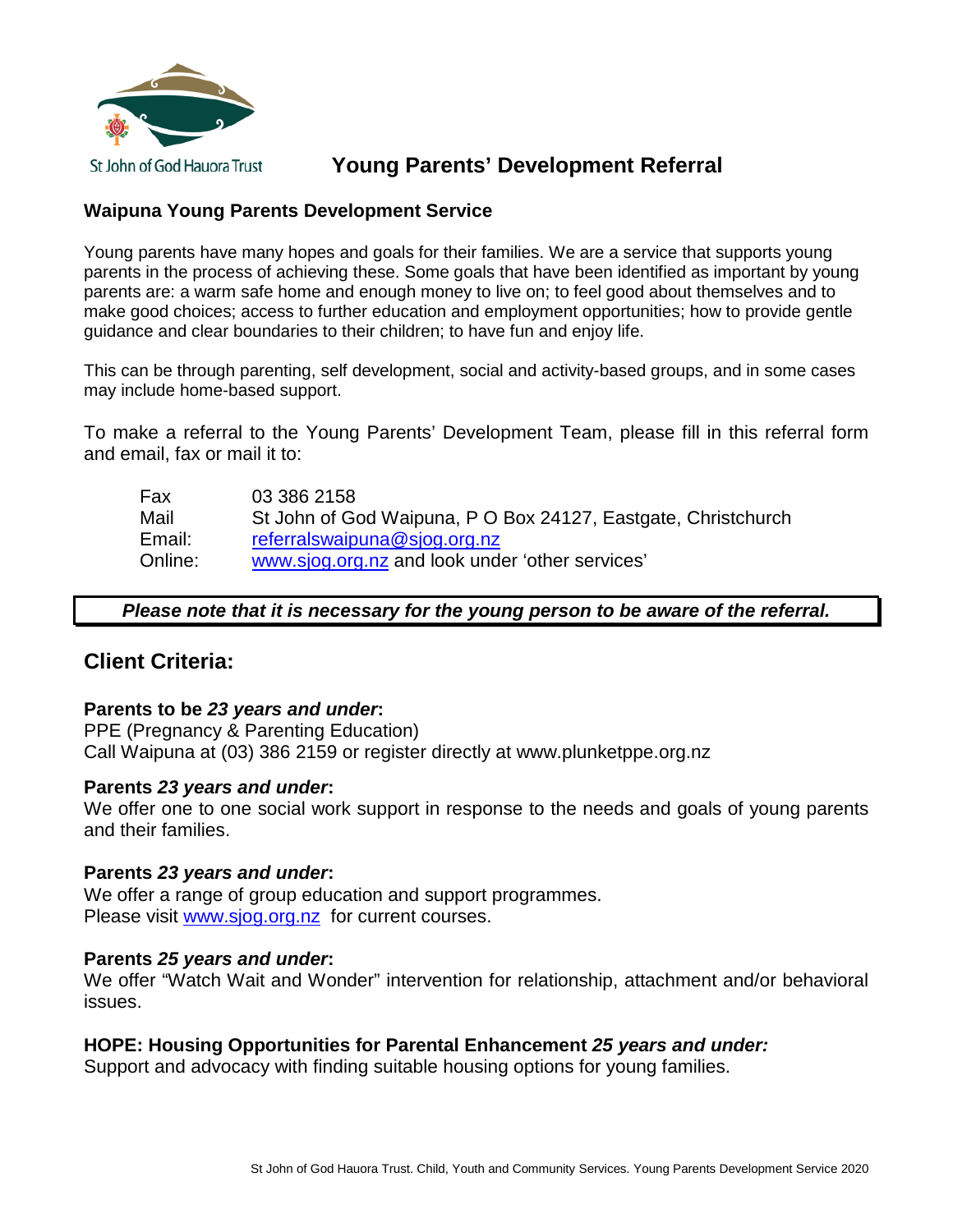St John of God Hauora Trust

# Young Parents' Development Referral

## Waipuna Young Parents Development Service

Young parents have many hopes and goals for their families. We are a service that supports young parents in the process of achieving these. Some goals that have been identified as important by young parents are: a warm safe home and enough money to live on; to feel good about themselves and to make good choices; access to further education and employment opportunities; how to provide gentle guidance and clear boundaries to their children; to have fun and enjoy life.

This can be through parenting, self development, social and activity-based groups, and in some cases may include home-based support.

To make a referral to the Young Parents' Development Team, please fill in this referral form and email, fax or mail it to:

| | |
|---|---|
| Fax | 03 386 2158 |
| Mail | St John of God Waipuna, P O Box 24127, Eastgate, Christchurch |
| Email: | referralswaipuna@sjog.org.nz |
| Online: | www.sjog.org.nz and look under 'other services' |

***Please note that it is necessary for the young person to be aware of the referral.***

## Client Criteria:

**Parents to be *23 years and under*:**
PPE (Pregnancy & Parenting Education)
Call Waipuna at (03) 386 2159 or register directly at www.plunketppe.org.nz

**Parents *23 years and under*:**
We offer one to one social work support in response to the needs and goals of young parents and their families.

**Parents *23 years and under*:**
We offer a range of group education and support programmes.
Please visit www.sjog.org.nz for current courses.

**Parents *25 years and under*:**
We offer "Watch Wait and Wonder" intervention for relationship, attachment and/or behavioral issues.

**HOPE: Housing Opportunities for Parental Enhancement *25 years and under:***
Support and advocacy with finding suitable housing options for young families.

St John of God Hauora Trust. Child, Youth and Community Services. Young Parents Development Service 2020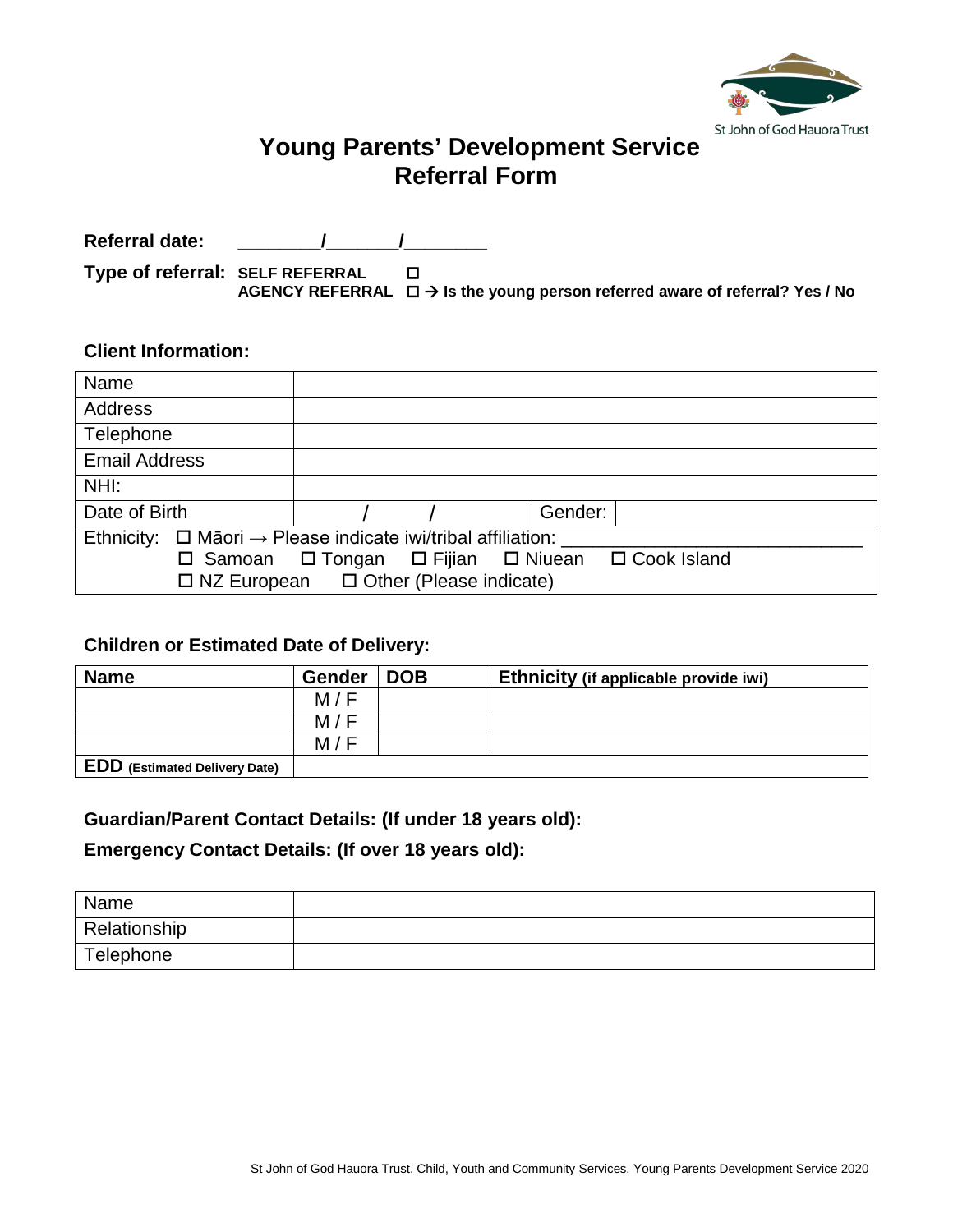St John of God Hauora Trust

# Young Parents' Development Service
# Referral Form

**Referral date:** \_\_\_\_\_\_\_\_/\_\_\_\_\_\_\_/\_\_\_\_\_\_\_\_

**Type of referral:** **SELF REFERRAL** ☐
**AGENCY REFERRAL** ☐ → **Is the young person referred aware of referral? Yes / No**

### Client Information:

| Name | | | |
|---|---|---|---|
| Address | | | |
| Telephone | | | |
| Email Address | | | |
| NHI: | | | |
| Date of Birth | / / | Gender: | |
| Ethnicity: ☐ Māori → Please indicate iwi/tribal affiliation: \_\_\_\_\_\_\_\_\_\_\_\_\_\_\_\_\_\_\_\_\_\_\_\_\_\_ ☐ Samoan ☐ Tongan ☐ Fijian ☐ Niuean ☐ Cook Island ☐ NZ European ☐ Other (Please indicate) | | | |

### Children or Estimated Date of Delivery:

| **Name** | **Gender** | **DOB** | **Ethnicity (if applicable provide iwi)** |
|---|---|---|---|
| | M / F | | |
| | M / F | | |
| | M / F | | |
| **EDD (Estimated Delivery Date)** | | | |

### Guardian/Parent Contact Details: (If under 18 years old):

### Emergency Contact Details: (If over 18 years old):

| Name | |
|---|---|
| Relationship | |
| Telephone | |

St John of God Hauora Trust. Child, Youth and Community Services. Young Parents Development Service 2020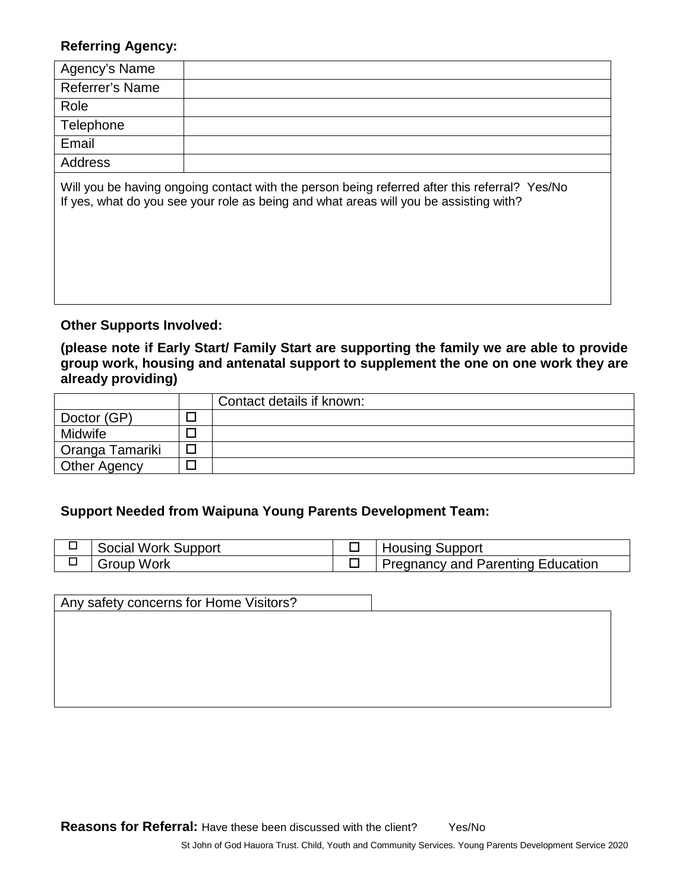**Referring Agency:**

| Agency's Name | |
|---|---|
| Referrer's Name | |
| Role | |
| Telephone | |
| Email | |
| Address | |

Will you be having ongoing contact with the person being referred after this referral? Yes/No
If yes, what do you see your role as being and what areas will you be assisting with?

**Other Supports Involved:**

**(please note if Early Start/ Family Start are supporting the family we are able to provide group work, housing and antenatal support to supplement the one on one work they are already providing)**

| | | Contact details if known: |
|---|---|---|
| Doctor (GP) | ☐ | |
| Midwife | ☐ | |
| Oranga Tamariki | ☐ | |
| Other Agency | ☐ | |

**Support Needed from Waipuna Young Parents Development Team:**

| | | | |
|---|---|---|---|
| ☐ | Social Work Support | ☐ | Housing Support |
| ☐ | Group Work | ☐ | Pregnancy and Parenting Education |

| Any safety concerns for Home Visitors? |
|---|
| |

**Reasons for Referral:** Have these been discussed with the client? Yes/No

St John of God Hauora Trust. Child, Youth and Community Services. Young Parents Development Service 2020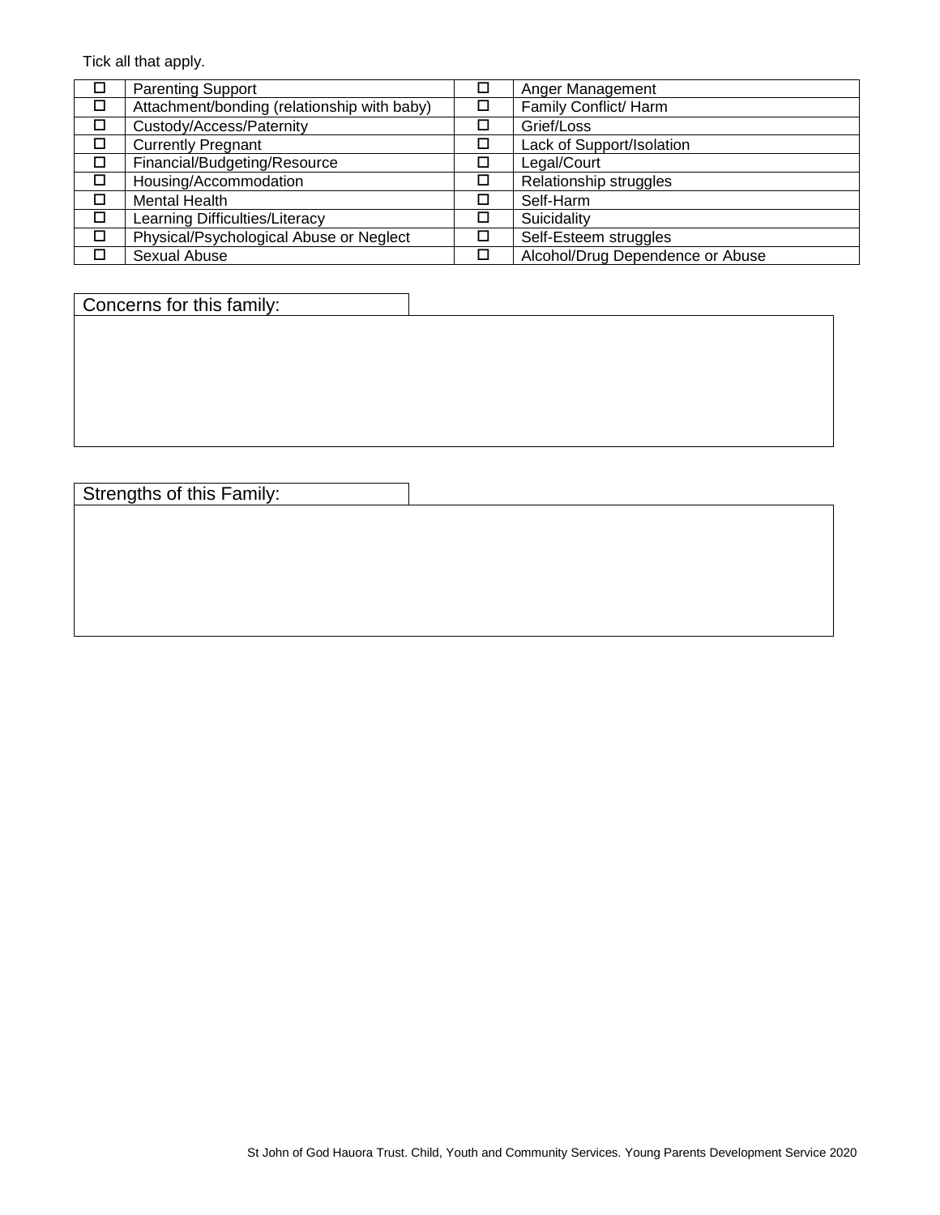Tick all that apply.

| | | | |
|---|---|---|---|
| ☐ | Parenting Support | ☐ | Anger Management |
| ☐ | Attachment/bonding (relationship with baby) | ☐ | Family Conflict/ Harm |
| ☐ | Custody/Access/Paternity | ☐ | Grief/Loss |
| ☐ | Currently Pregnant | ☐ | Lack of Support/Isolation |
| ☐ | Financial/Budgeting/Resource | ☐ | Legal/Court |
| ☐ | Housing/Accommodation | ☐ | Relationship struggles |
| ☐ | Mental Health | ☐ | Self-Harm |
| ☐ | Learning Difficulties/Literacy | ☐ | Suicidality |
| ☐ | Physical/Psychological Abuse or Neglect | ☐ | Self-Esteem struggles |
| ☐ | Sexual Abuse | ☐ | Alcohol/Drug Dependence or Abuse |

Concerns for this family:

Strengths of this Family:

St John of God Hauora Trust. Child, Youth and Community Services. Young Parents Development Service 2020